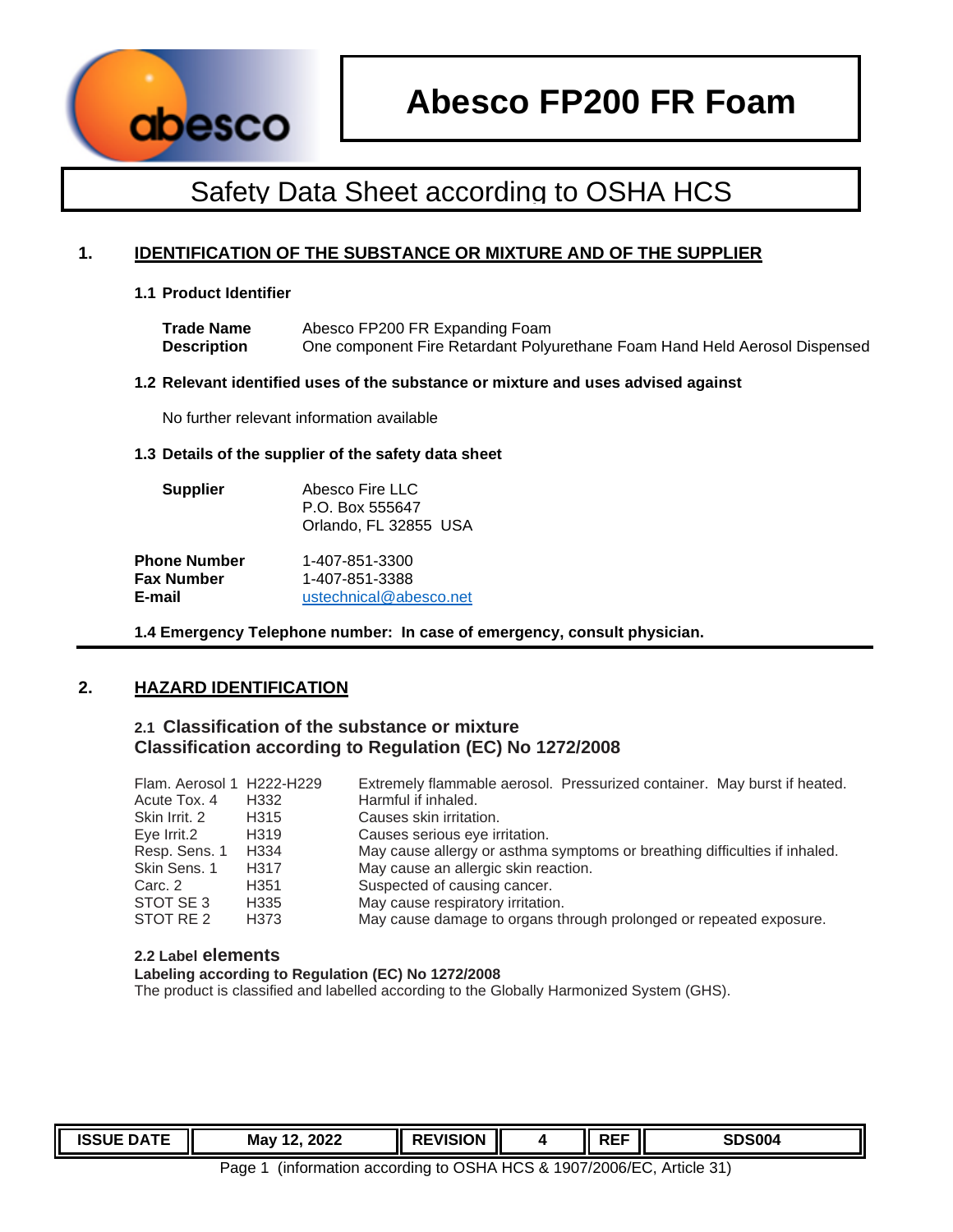# Abesco FP200 FR Foam

## Safety Data Sheet according to OSHA HCS

### 1. IDENTIFICATION OF THE SUBSTANCE OR MIXTURE AND OF THE SUPPLIER

**1.1 Product Identifier**

**Trade Name** Abesco FP200 FR Expanding Foam
**Description** One component Fire Retardant Polyurethane Foam Hand Held Aerosol Dispensed

**1.2 Relevant identified uses of the substance or mixture and uses advised against**

No further relevant information available

**1.3 Details of the supplier of the safety data sheet**

**Supplier** Abesco Fire LLC
P.O. Box 555647
Orlando, FL 32855 USA

**Phone Number** 1-407-851-3300
**Fax Number** 1-407-851-3388
**E-mail** ustechnical@abesco.net

**1.4 Emergency Telephone number: In case of emergency, consult physician.**

### 2. HAZARD IDENTIFICATION

**2.1 Classification of the substance or mixture**
**Classification according to Regulation (EC) No 1272/2008**

| | | |
|---|---|---|
| Flam. Aerosol 1 | H222-H229 | Extremely flammable aerosol. Pressurized container. May burst if heated. |
| Acute Tox. 4 | H332 | Harmful if inhaled. |
| Skin Irrit. 2 | H315 | Causes skin irritation. |
| Eye Irrit.2 | H319 | Causes serious eye irritation. |
| Resp. Sens. 1 | H334 | May cause allergy or asthma symptoms or breathing difficulties if inhaled. |
| Skin Sens. 1 | H317 | May cause an allergic skin reaction. |
| Carc. 2 | H351 | Suspected of causing cancer. |
| STOT SE 3 | H335 | May cause respiratory irritation. |
| STOT RE 2 | H373 | May cause damage to organs through prolonged or repeated exposure. |

**2.2 Label elements**
**Labeling according to Regulation (EC) No 1272/2008**
The product is classified and labelled according to the Globally Harmonized System (GHS).

| ISSUE DATE | May 12, 2022 | REVISION | 4 | REF | SDS004 |
|---|---|---|---|---|---|

(information according to OSHA HCS & 1907/2006/EC, Article 31)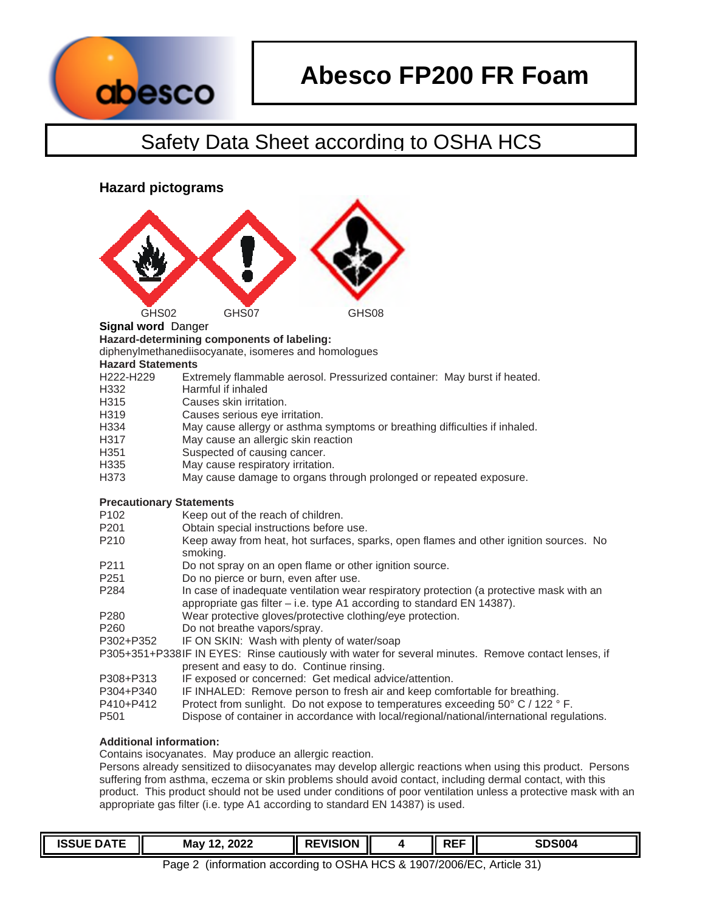## Hazard pictograms

GHS02 GHS07 GHS08

**Signal word** Danger

**Hazard-determining components of labeling:**

diphenylmethanediisocyanate, isomeres and homologues

**Hazard Statements**

| | |
|---|---|
| H222-H229 | Extremely flammable aerosol. Pressurized container: May burst if heated. |
| H332 | Harmful if inhaled |
| H315 | Causes skin irritation. |
| H319 | Causes serious eye irritation. |
| H334 | May cause allergy or asthma symptoms or breathing difficulties if inhaled. |
| H317 | May cause an allergic skin reaction |
| H351 | Suspected of causing cancer. |
| H335 | May cause respiratory irritation. |
| H373 | May cause damage to organs through prolonged or repeated exposure. |

**Precautionary Statements**

| | |
|---|---|
| P102 | Keep out of the reach of children. |
| P201 | Obtain special instructions before use. |
| P210 | Keep away from heat, hot surfaces, sparks, open flames and other ignition sources. No smoking. |
| P211 | Do not spray on an open flame or other ignition source. |
| P251 | Do no pierce or burn, even after use. |
| P284 | In case of inadequate ventilation wear respiratory protection (a protective mask with an appropriate gas filter – i.e. type A1 according to standard EN 14387). |
| P280 | Wear protective gloves/protective clothing/eye protection. |
| P260 | Do not breathe vapors/spray. |
| P302+P352 | IF ON SKIN: Wash with plenty of water/soap |
| P305+351+P338 | IF IN EYES: Rinse cautiously with water for several minutes. Remove contact lenses, if present and easy to do. Continue rinsing. |
| P308+P313 | IF exposed or concerned: Get medical advice/attention. |
| P304+P340 | IF INHALED: Remove person to fresh air and keep comfortable for breathing. |
| P410+P412 | Protect from sunlight. Do not expose to temperatures exceeding 50° C / 122 ° F. |
| P501 | Dispose of container in accordance with local/regional/national/international regulations. |

**Additional information:**

Contains isocyanates. May produce an allergic reaction.

Persons already sensitized to diisocyanates may develop allergic reactions when using this product. Persons suffering from asthma, eczema or skin problems should avoid contact, including dermal contact, with this product. This product should not be used under conditions of poor ventilation unless a protective mask with an appropriate gas filter (i.e. type A1 according to standard EN 14387) is used.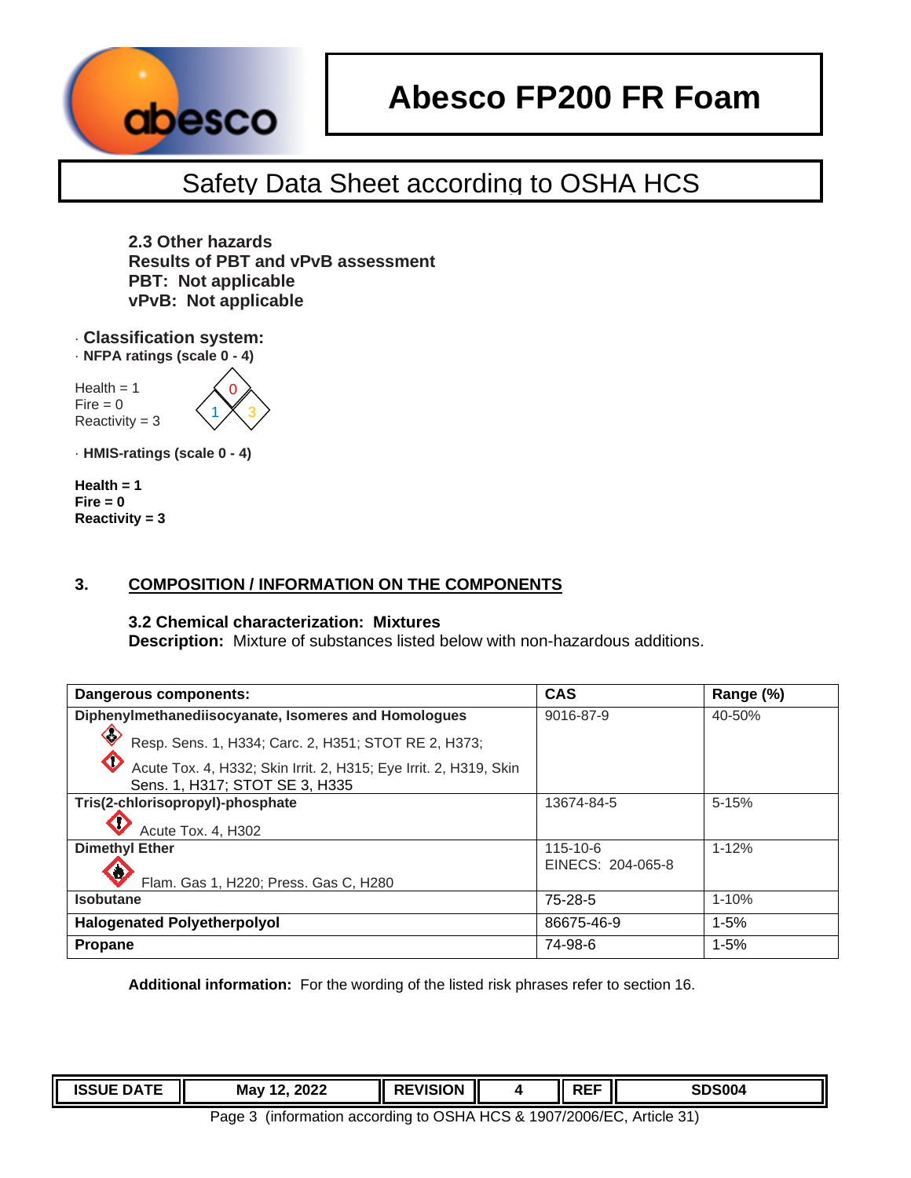# Abesco FP200 FR Foam

## Safety Data Sheet according to OSHA HCS

**2.3 Other hazards**
**Results of PBT and vPvB assessment**
**PBT: Not applicable**
**vPvB: Not applicable**

· **Classification system:**
· **NFPA ratings (scale 0 - 4)**

Health = 1
Fire = 0
Reactivity = 3

· **HMIS-ratings (scale 0 - 4)**

**Health = 1**
**Fire = 0**
**Reactivity = 3**

## 3. COMPOSITION / INFORMATION ON THE COMPONENTS

**3.2 Chemical characterization: Mixtures**
**Description:** Mixture of substances listed below with non-hazardous additions.

| Dangerous components: | CAS | Range (%) |
|---|---|---|
| **Diphenylmethanediisocyanate, Isomeres and Homologues**<br>Resp. Sens. 1, H334; Carc. 2, H351; STOT RE 2, H373;<br>Acute Tox. 4, H332; Skin Irrit. 2, H315; Eye Irrit. 2, H319, Skin Sens. 1, H317; STOT SE 3, H335 | 9016-87-9 | 40-50% |
| **Tris(2-chlorisopropyl)-phosphate**<br>Acute Tox. 4, H302 | 13674-84-5 | 5-15% |
| **Dimethyl Ether**<br>Flam. Gas 1, H220; Press. Gas C, H280 | 115-10-6<br>EINECS: 204-065-8 | 1-12% |
| **Isobutane** | 75-28-5 | 1-10% |
| **Halogenated Polyetherpolyol** | 86675-46-9 | 1-5% |
| **Propane** | 74-98-6 | 1-5% |

**Additional information:** For the wording of the listed risk phrases refer to section 16.

| ISSUE DATE | May 12, 2022 | REVISION | 4 | REF | SDS004 |
|---|---|---|---|---|---|

Page 3 (information according to OSHA HCS & 1907/2006/EC, Article 31)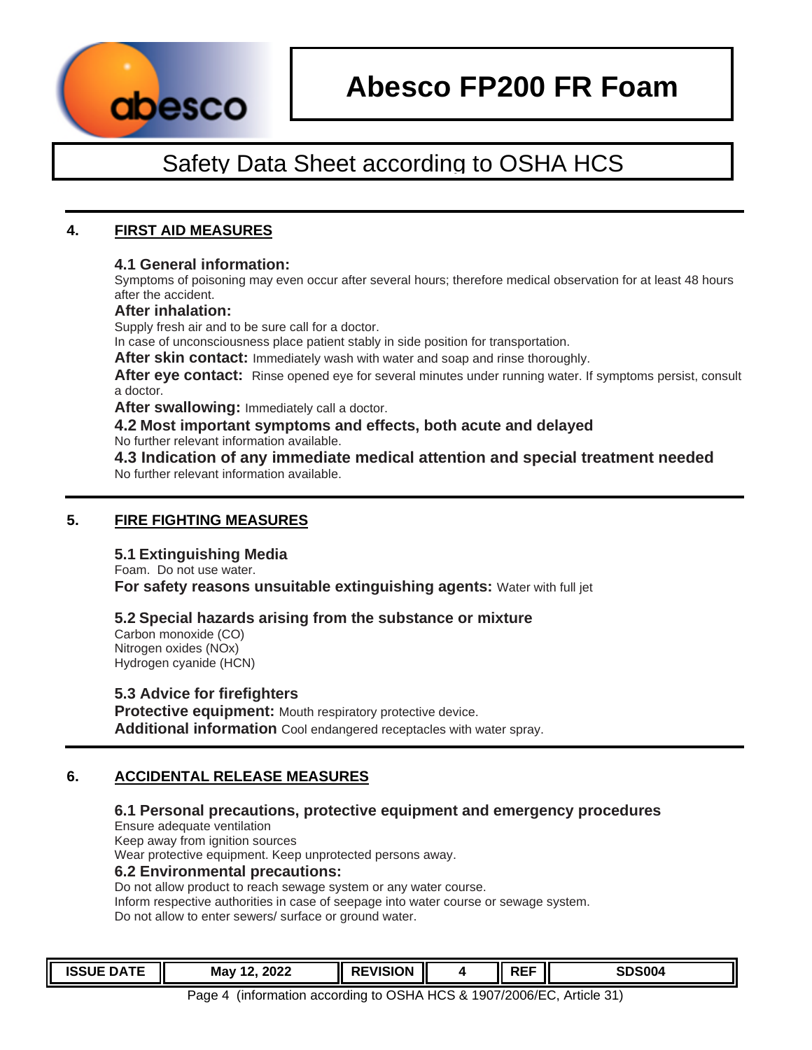## 4. FIRST AID MEASURES

### 4.1 General information:

Symptoms of poisoning may even occur after several hours; therefore medical observation for at least 48 hours after the accident.

**After inhalation:**

Supply fresh air and to be sure call for a doctor.

In case of unconsciousness place patient stably in side position for transportation.

**After skin contact:** Immediately wash with water and soap and rinse thoroughly.

**After eye contact:** Rinse opened eye for several minutes under running water. If symptoms persist, consult a doctor.

**After swallowing:** Immediately call a doctor.

### 4.2 Most important symptoms and effects, both acute and delayed

No further relevant information available.

### 4.3 Indication of any immediate medical attention and special treatment needed

No further relevant information available.

## 5. FIRE FIGHTING MEASURES

### 5.1 Extinguishing Media

Foam. Do not use water.

**For safety reasons unsuitable extinguishing agents:** Water with full jet

### 5.2 Special hazards arising from the substance or mixture

Carbon monoxide (CO)

Nitrogen oxides (NOx)

Hydrogen cyanide (HCN)

### 5.3 Advice for firefighters

**Protective equipment:** Mouth respiratory protective device.

**Additional information** Cool endangered receptacles with water spray.

## 6. ACCIDENTAL RELEASE MEASURES

### 6.1 Personal precautions, protective equipment and emergency procedures

Ensure adequate ventilation

Keep away from ignition sources

Wear protective equipment. Keep unprotected persons away.

### 6.2 Environmental precautions:

Do not allow product to reach sewage system or any water course.

Inform respective authorities in case of seepage into water course or sewage system.

Do not allow to enter sewers/ surface or ground water.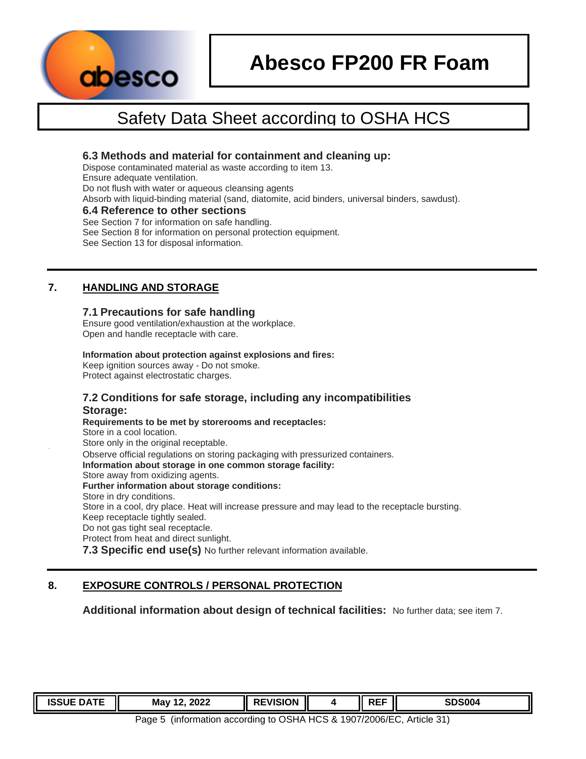### 6.3 Methods and material for containment and cleaning up:

Dispose contaminated material as waste according to item 13.
Ensure adequate ventilation.
Do not flush with water or aqueous cleansing agents
Absorb with liquid-binding material (sand, diatomite, acid binders, universal binders, sawdust).

### 6.4 Reference to other sections

See Section 7 for information on safe handling.
See Section 8 for information on personal protection equipment.
See Section 13 for disposal information.

## 7. HANDLING AND STORAGE

### 7.1 Precautions for safe handling

Ensure good ventilation/exhaustion at the workplace.
Open and handle receptacle with care.

**Information about protection against explosions and fires:**
Keep ignition sources away - Do not smoke.
Protect against electrostatic charges.

### 7.2 Conditions for safe storage, including any incompatibilities

**Storage:**

**Requirements to be met by storerooms and receptacles:**
Store in a cool location.
Store only in the original receptable.
Observe official regulations on storing packaging with pressurized containers.
**Information about storage in one common storage facility:**
Store away from oxidizing agents.
**Further information about storage conditions:**
Store in dry conditions.
Store in a cool, dry place. Heat will increase pressure and may lead to the receptacle bursting.
Keep receptacle tightly sealed.
Do not gas tight seal receptacle.
Protect from heat and direct sunlight.

**7.3 Specific end use(s)** No further relevant information available.

## 8. EXPOSURE CONTROLS / PERSONAL PROTECTION

**Additional information about design of technical facilities:** No further data; see item 7.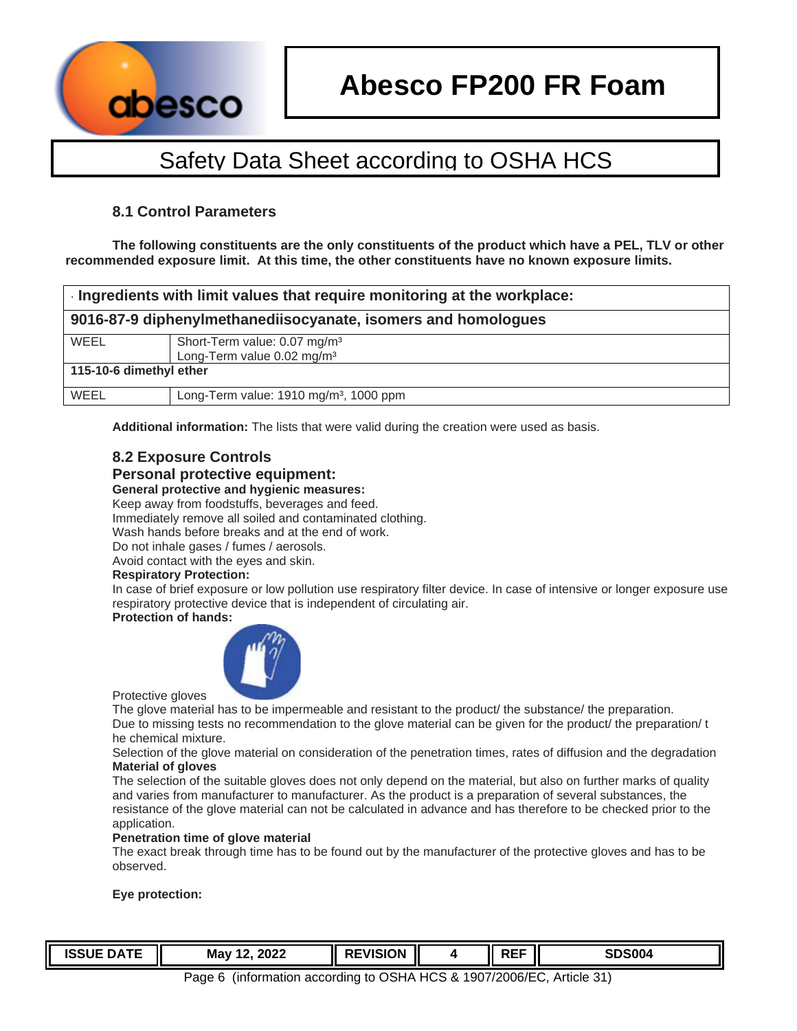### 8.1 Control Parameters

**The following constituents are the only constituents of the product which have a PEL, TLV or other recommended exposure limit. At this time, the other constituents have no known exposure limits.**

| · **Ingredients with limit values that require monitoring at the workplace:** | |
|---|---|
| **9016-87-9 diphenylmethanediisocyanate, isomers and homologues** | |
| WEEL | Short-Term value: 0.07 mg/m³<br>Long-Term value 0.02 mg/m³ |
| **115-10-6 dimethyl ether** | |
| WEEL | Long-Term value: 1910 mg/m³, 1000 ppm |

**Additional information:** The lists that were valid during the creation were used as basis.

### 8.2 Exposure Controls

### Personal protective equipment:

**General protective and hygienic measures:**

Keep away from foodstuffs, beverages and feed.
Immediately remove all soiled and contaminated clothing.
Wash hands before breaks and at the end of work.
Do not inhale gases / fumes / aerosols.
Avoid contact with the eyes and skin.

**Respiratory Protection:**

In case of brief exposure or low pollution use respiratory filter device. In case of intensive or longer exposure use respiratory protective device that is independent of circulating air.

**Protection of hands:**

Protective gloves

The glove material has to be impermeable and resistant to the product/ the substance/ the preparation.
Due to missing tests no recommendation to the glove material can be given for the product/ the preparation/ t he chemical mixture.
Selection of the glove material on consideration of the penetration times, rates of diffusion and the degradation

**Material of gloves**

The selection of the suitable gloves does not only depend on the material, but also on further marks of quality and varies from manufacturer to manufacturer. As the product is a preparation of several substances, the resistance of the glove material can not be calculated in advance and has therefore to be checked prior to the application.

**Penetration time of glove material**

The exact break through time has to be found out by the manufacturer of the protective gloves and has to be observed.

**Eye protection:**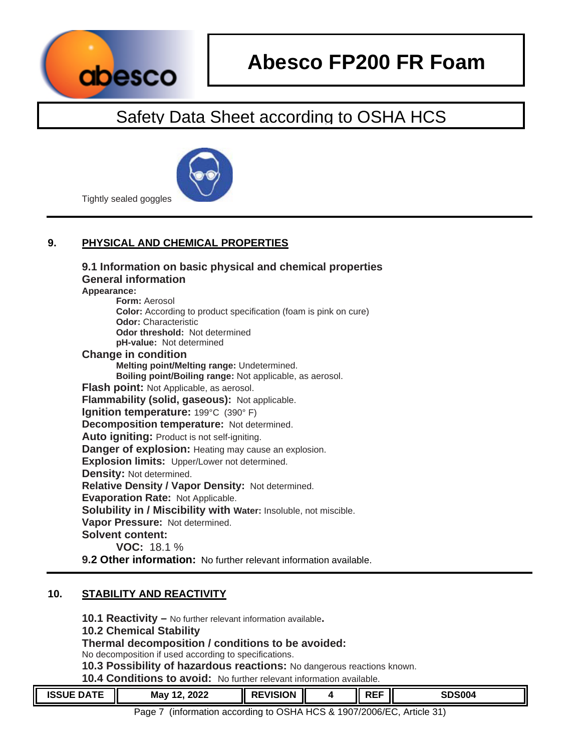Tightly sealed goggles

## 9. PHYSICAL AND CHEMICAL PROPERTIES

### 9.1 Information on basic physical and chemical properties

### General information

**Appearance:**

- **Form:** Aerosol
- **Color:** According to product specification (foam is pink on cure)
- **Odor:** Characteristic
- **Odor threshold:** Not determined
- **pH-value:** Not determined

**Change in condition**

- **Melting point/Melting range:** Undetermined.
- **Boiling point/Boiling range:** Not applicable, as aerosol.

**Flash point:** Not Applicable, as aerosol.

**Flammability (solid, gaseous):** Not applicable.

**Ignition temperature:** 199°C (390° F)

**Decomposition temperature:** Not determined.

**Auto igniting:** Product is not self-igniting.

**Danger of explosion:** Heating may cause an explosion.

**Explosion limits:** Upper/Lower not determined.

**Density:** Not determined.

**Relative Density / Vapor Density:** Not determined.

**Evaporation Rate:** Not Applicable.

**Solubility in / Miscibility with Water:** Insoluble, not miscible.

**Vapor Pressure:** Not determined.

**Solvent content:**

- **VOC:** 18.1 %

**9.2 Other information:** No further relevant information available.

## 10. STABILITY AND REACTIVITY

**10.1 Reactivity –** No further relevant information available.

**10.2 Chemical Stability**

**Thermal decomposition / conditions to be avoided:**
No decomposition if used according to specifications.

**10.3 Possibility of hazardous reactions:** No dangerous reactions known.

**10.4 Conditions to avoid:** No further relevant information available.

| ISSUE DATE | May 12, 2022 | REVISION | 4 | REF | SDS004 |
|---|---|---|---|---|---|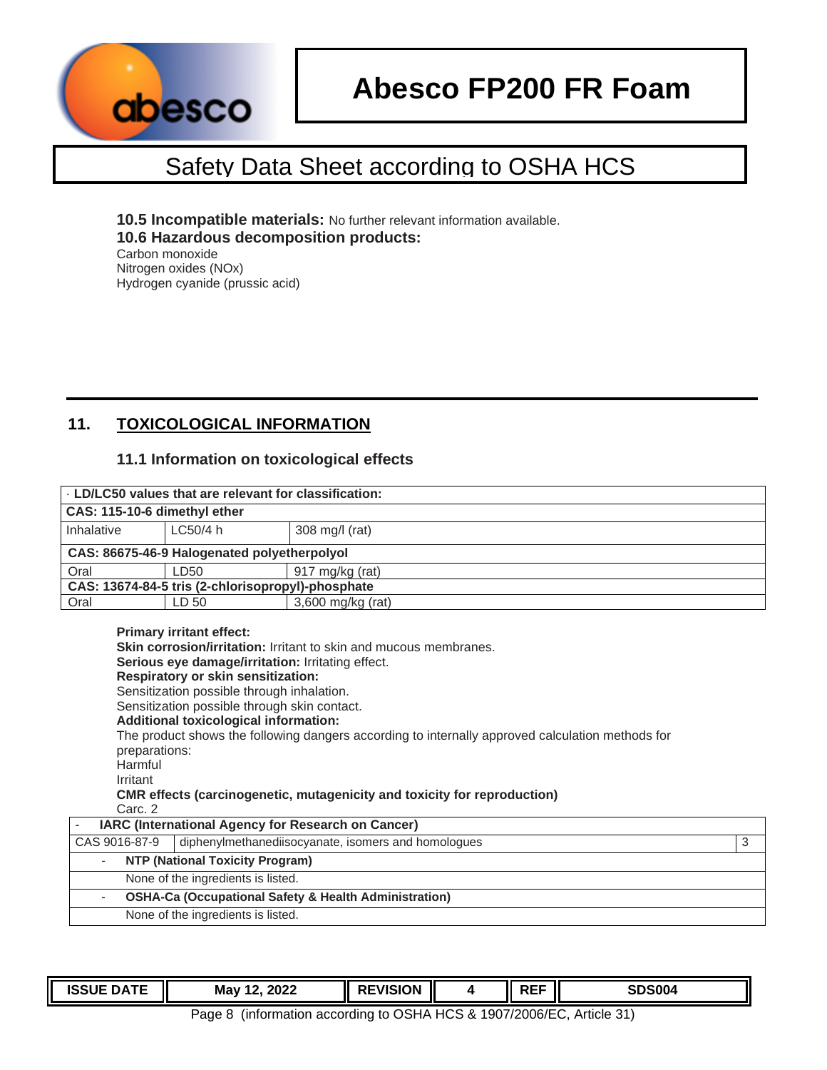**10.5 Incompatible materials:** No further relevant information available.

**10.6 Hazardous decomposition products:**

Carbon monoxide
Nitrogen oxides (NOx)
Hydrogen cyanide (prussic acid)

## 11. TOXICOLOGICAL INFORMATION

### 11.1 Information on toxicological effects

| · LD/LC50 values that are relevant for classification: | | |
|---|---|---|
| **CAS: 115-10-6 dimethyl ether** | | |
| Inhalative | LC50/4 h | 308 mg/l (rat) |
| **CAS: 86675-46-9 Halogenated polyetherpolyol** | | |
| Oral | LD50 | 917 mg/kg (rat) |
| **CAS: 13674-84-5 tris (2-chlorisopropyl)-phosphate** | | |
| Oral | LD 50 | 3,600 mg/kg (rat) |

**Primary irritant effect:**
**Skin corrosion/irritation:** Irritant to skin and mucous membranes.
**Serious eye damage/irritation:** Irritating effect.
**Respiratory or skin sensitization:**
Sensitization possible through inhalation.
Sensitization possible through skin contact.
**Additional toxicological information:**
The product shows the following dangers according to internally approved calculation methods for preparations:
Harmful
Irritant
**CMR effects (carcinogenetic, mutagenicity and toxicity for reproduction)**
Carc. 2

| - IARC (International Agency for Research on Cancer) | | |
|---|---|---|
| CAS 9016-87-9 | diphenylmethanediisocyanate, isomers and homologues | 3 |
| - NTP (National Toxicity Program) | | |
| None of the ingredients is listed. | | |
| - OSHA-Ca (Occupational Safety & Health Administration) | | |
| None of the ingredients is listed. | | |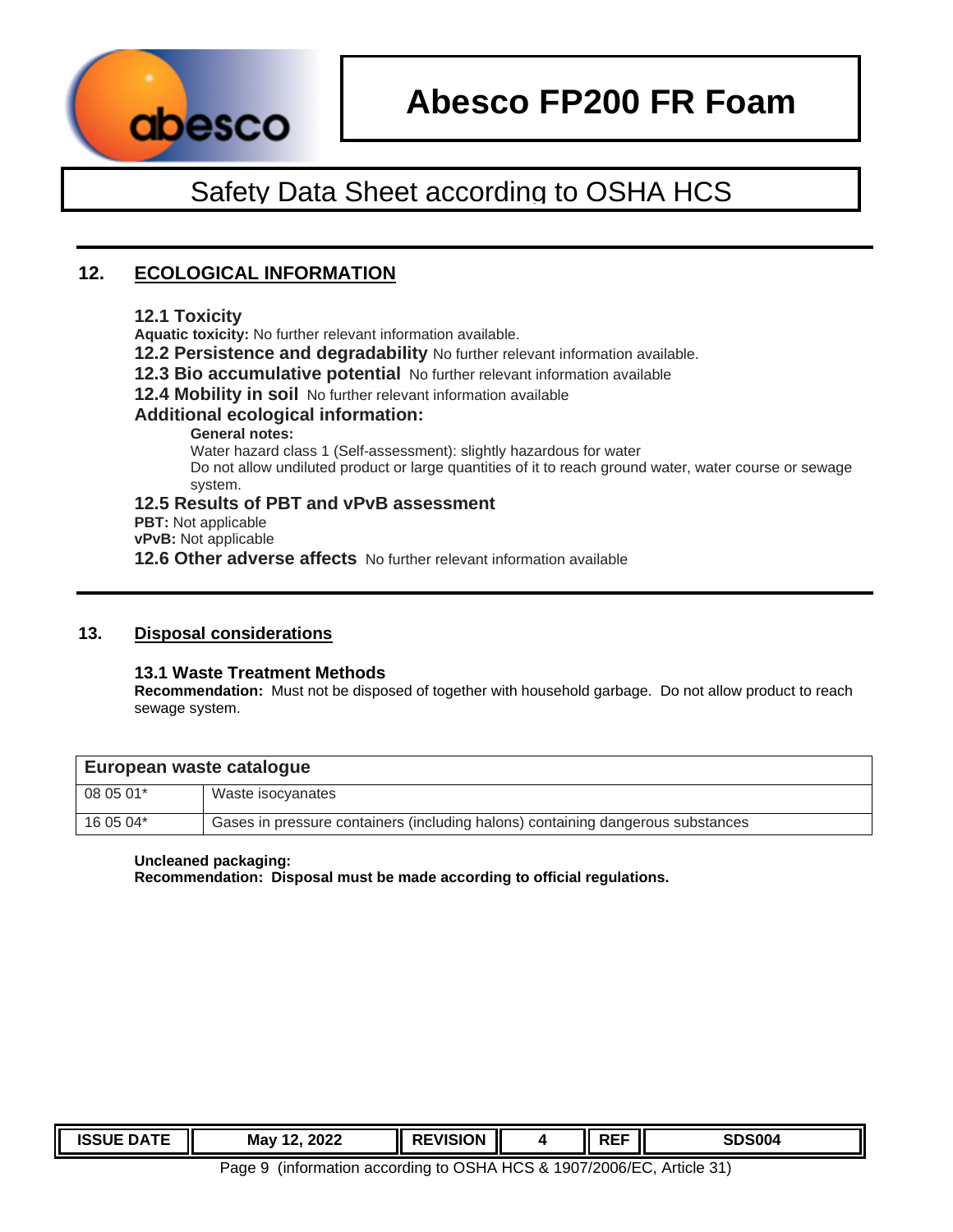## 12. ECOLOGICAL INFORMATION

### 12.1 Toxicity

**Aquatic toxicity:** No further relevant information available.

**12.2 Persistence and degradability** No further relevant information available.

**12.3 Bio accumulative potential** No further relevant information available

**12.4 Mobility in soil** No further relevant information available

### Additional ecological information:

**General notes:**

Water hazard class 1 (Self-assessment): slightly hazardous for water

Do not allow undiluted product or large quantities of it to reach ground water, water course or sewage system.

### 12.5 Results of PBT and vPvB assessment

**PBT:** Not applicable

**vPvB:** Not applicable

**12.6 Other adverse affects** No further relevant information available

## 13. Disposal considerations

### 13.1 Waste Treatment Methods

**Recommendation:** Must not be disposed of together with household garbage. Do not allow product to reach sewage system.

| European waste catalogue | |
|---|---|
| 08 05 01* | Waste isocyanates |
| 16 05 04* | Gases in pressure containers (including halons) containing dangerous substances |

**Uncleaned packaging:**

**Recommendation: Disposal must be made according to official regulations.**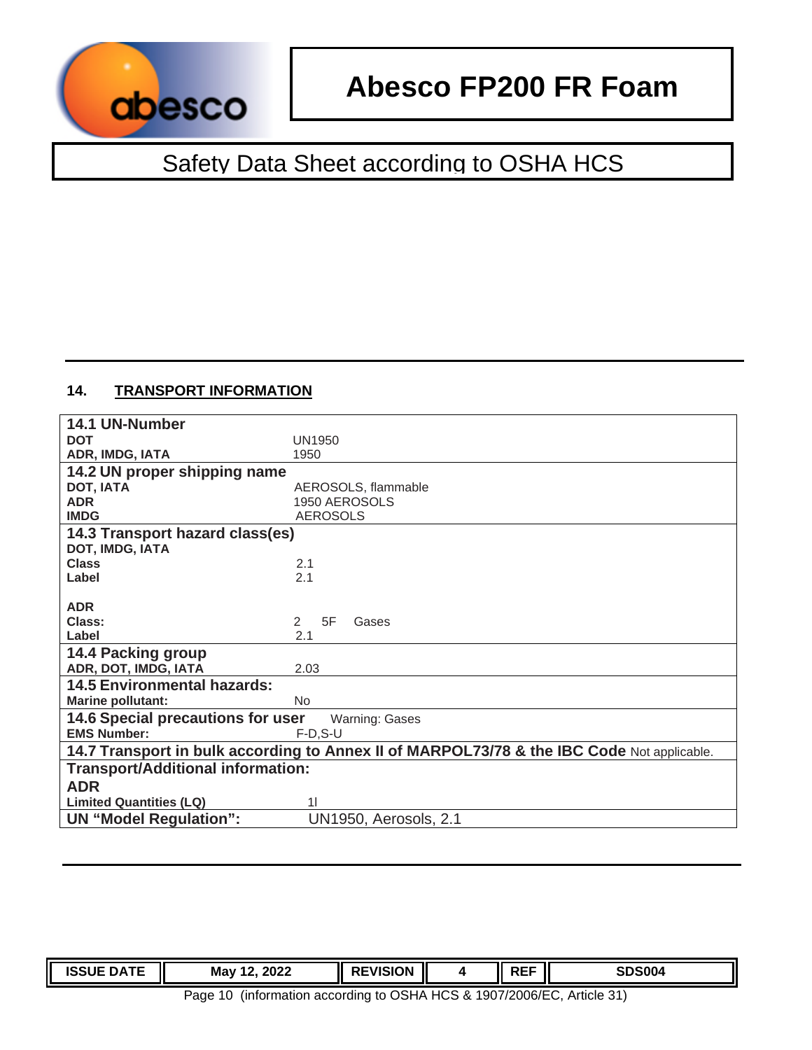## 14. TRANSPORT INFORMATION

| | |
|---|---|
| **14.1 UN-Number** | |
| **DOT** | UN1950 |
| **ADR, IMDG, IATA** | 1950 |
| **14.2 UN proper shipping name** | |
| **DOT, IATA** | AEROSOLS, flammable |
| **ADR** | 1950 AEROSOLS |
| **IMDG** | AEROSOLS |
| **14.3 Transport hazard class(es)** | |
| **DOT, IMDG, IATA** | |
| **Class** | 2.1 |
| **Label** | 2.1 |
| **ADR** | |
| **Class:** | 2 5F Gases |
| **Label** | 2.1 |
| **14.4 Packing group** | |
| **ADR, DOT, IMDG, IATA** | 2.03 |
| **14.5 Environmental hazards:** | |
| **Marine pollutant:** | No |
| **14.6 Special precautions for user** | Warning: Gases |
| **EMS Number:** | F-D,S-U |
| **14.7 Transport in bulk according to Annex II of MARPOL73/78 & the IBC Code** | Not applicable. |
| **Transport/Additional information:** | |
| **ADR** | |
| **Limited Quantities (LQ)** | 1l |
| **UN "Model Regulation":** | UN1950, Aerosols, 2.1 |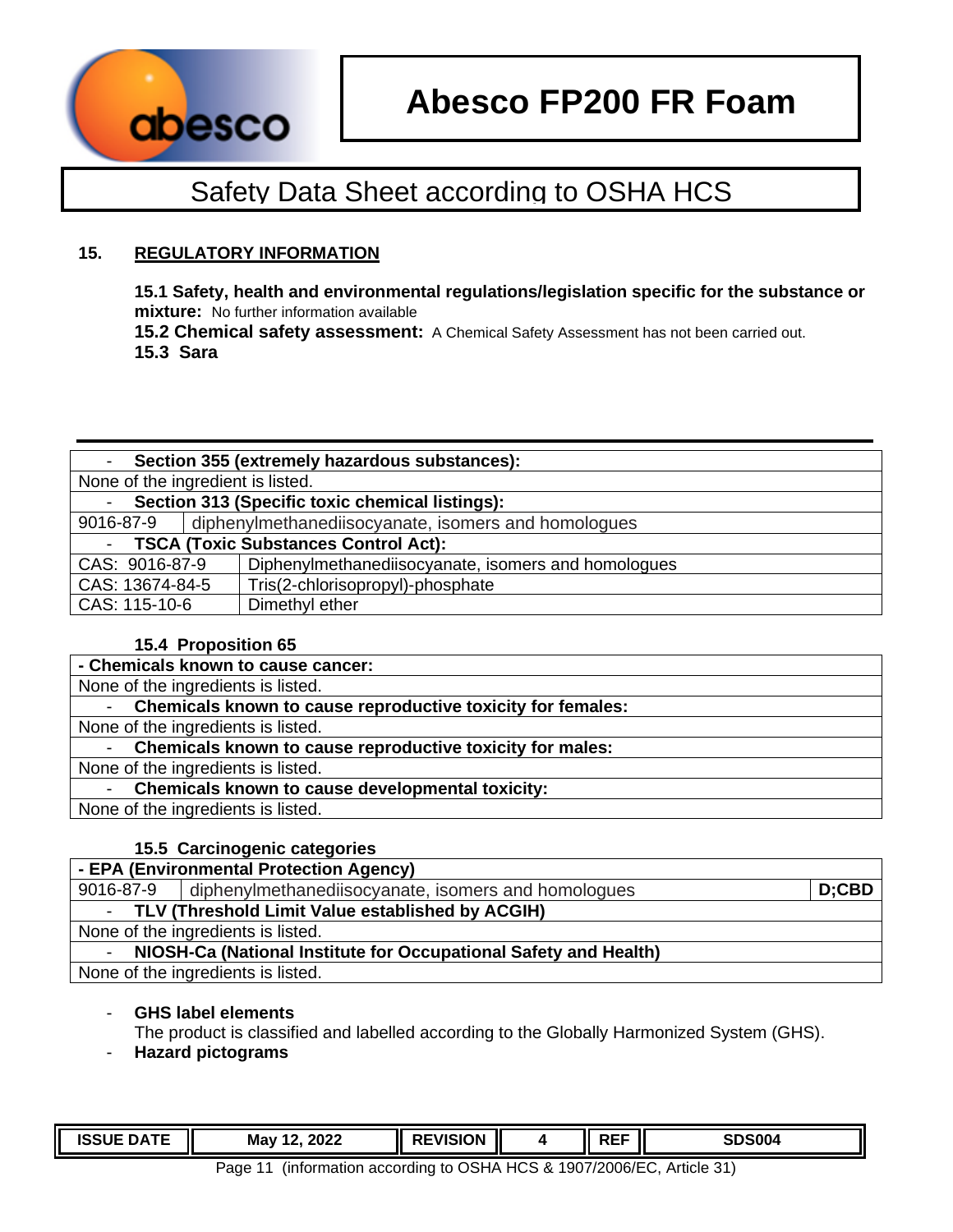## 15. REGULATORY INFORMATION

**15.1 Safety, health and environmental regulations/legislation specific for the substance or mixture:** No further information available

**15.2 Chemical safety assessment:** A Chemical Safety Assessment has not been carried out.

**15.3 Sara**

| - Section 355 (extremely hazardous substances): | |
|---|---|
| None of the ingredient is listed. | |
| - Section 313 (Specific toxic chemical listings): | |
| 9016-87-9 | diphenylmethanediisocyanate, isomers and homologues |
| - TSCA (Toxic Substances Control Act): | |
| CAS: 9016-87-9 | Diphenylmethanediisocyanate, isomers and homologues |
| CAS: 13674-84-5 | Tris(2-chlorisopropyl)-phosphate |
| CAS: 115-10-6 | Dimethyl ether |

**15.4 Proposition 65**

| - Chemicals known to cause cancer: |
|---|
| None of the ingredients is listed. |
| - Chemicals known to cause reproductive toxicity for females: |
| None of the ingredients is listed. |
| - Chemicals known to cause reproductive toxicity for males: |
| None of the ingredients is listed. |
| - Chemicals known to cause developmental toxicity: |
| None of the ingredients is listed. |

**15.5 Carcinogenic categories**

| - EPA (Environmental Protection Agency) | | |
|---|---|---|
| 9016-87-9 | diphenylmethanediisocyanate, isomers and homologues | D;CBD |
| - TLV (Threshold Limit Value established by ACGIH) | | |
| None of the ingredients is listed. | | |
| - NIOSH-Ca (National Institute for Occupational Safety and Health) | | |
| None of the ingredients is listed. | | |

- **GHS label elements**
  The product is classified and labelled according to the Globally Harmonized System (GHS).
- **Hazard pictograms**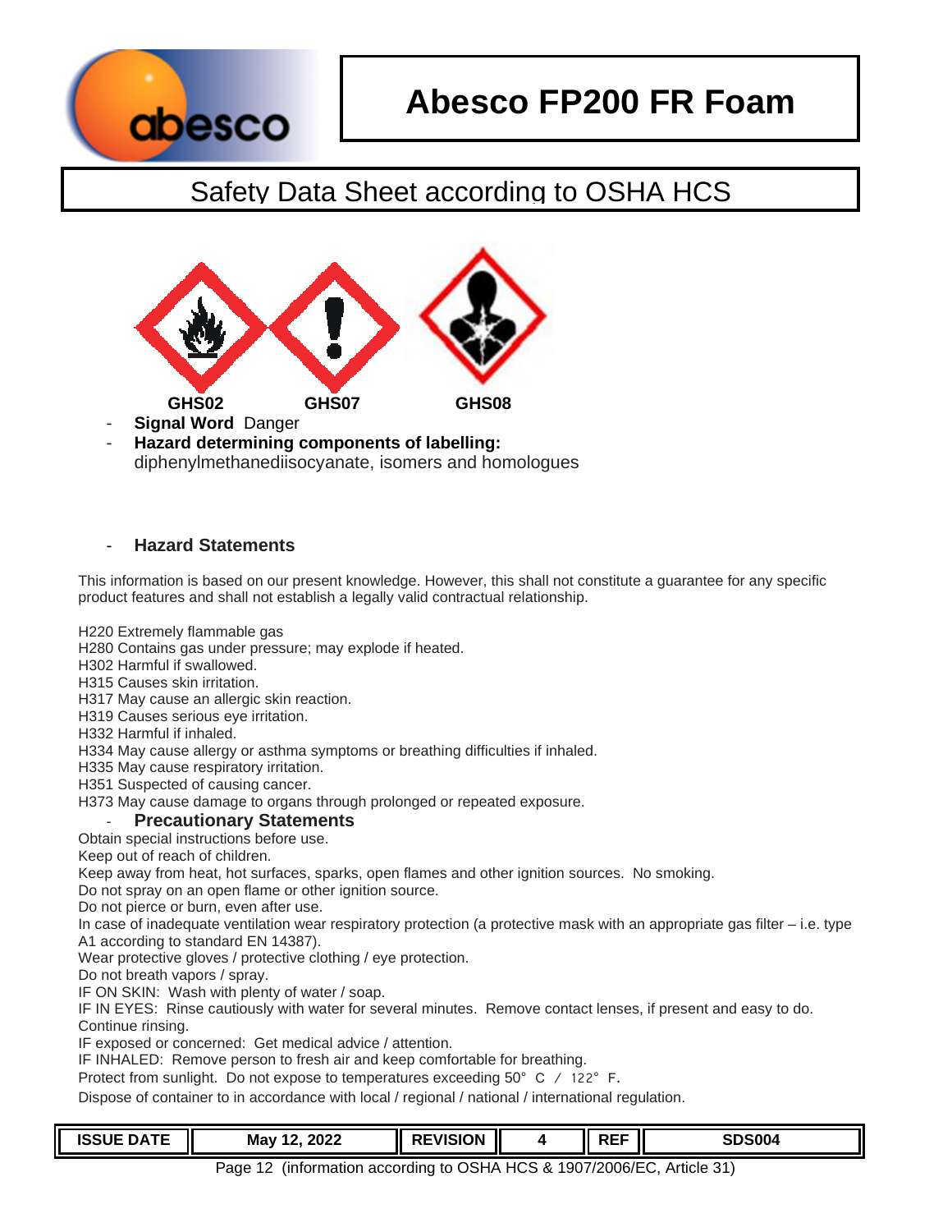# Abesco FP200 FR Foam

## Safety Data Sheet according to OSHA HCS

GHS02 GHS07 GHS08

- **Signal Word** Danger
- **Hazard determining components of labelling:**
  diphenylmethanediisocyanate, isomers and homologues

- **Hazard Statements**

This information is based on our present knowledge. However, this shall not constitute a guarantee for any specific product features and shall not establish a legally valid contractual relationship.

H220 Extremely flammable gas
H280 Contains gas under pressure; may explode if heated.
H302 Harmful if swallowed.
H315 Causes skin irritation.
H317 May cause an allergic skin reaction.
H319 Causes serious eye irritation.
H332 Harmful if inhaled.
H334 May cause allergy or asthma symptoms or breathing difficulties if inhaled.
H335 May cause respiratory irritation.
H351 Suspected of causing cancer.
H373 May cause damage to organs through prolonged or repeated exposure.

- **Precautionary Statements**

Obtain special instructions before use.
Keep out of reach of children.
Keep away from heat, hot surfaces, sparks, open flames and other ignition sources. No smoking.
Do not spray on an open flame or other ignition source.
Do not pierce or burn, even after use.
In case of inadequate ventilation wear respiratory protection (a protective mask with an appropriate gas filter – i.e. type A1 according to standard EN 14387).
Wear protective gloves / protective clothing / eye protection.
Do not breath vapors / spray.
IF ON SKIN: Wash with plenty of water / soap.
IF IN EYES: Rinse cautiously with water for several minutes. Remove contact lenses, if present and easy to do. Continue rinsing.
IF exposed or concerned: Get medical advice / attention.
IF INHALED: Remove person to fresh air and keep comfortable for breathing.
Protect from sunlight. Do not expose to temperatures exceeding 50° C / 122° F.
Dispose of container to in accordance with local / regional / national / international regulation.

| ISSUE DATE | May 12, 2022 | REVISION | 4 | REF | SDS004 |
|---|---|---|---|---|---|

Page 12 (information according to OSHA HCS & 1907/2006/EC, Article 31)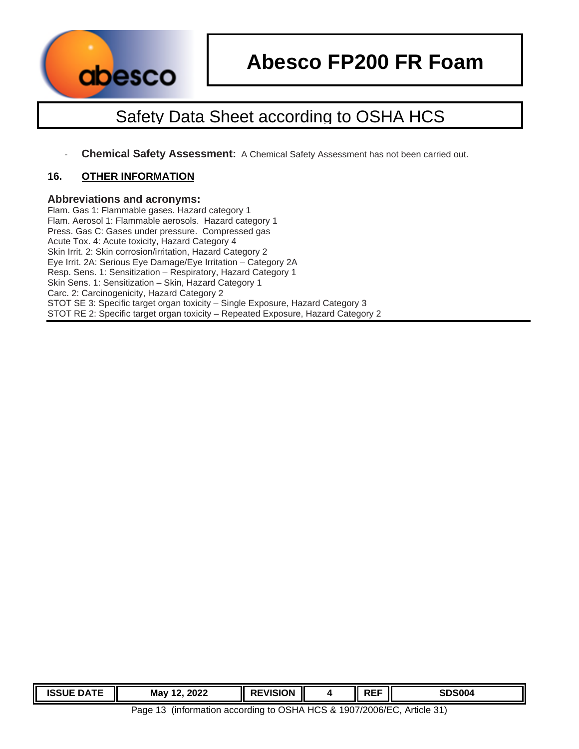- **Chemical Safety Assessment:** A Chemical Safety Assessment has not been carried out.

## 16. OTHER INFORMATION

### Abbreviations and acronyms:

Flam. Gas 1: Flammable gases. Hazard category 1
Flam. Aerosol 1: Flammable aerosols. Hazard category 1
Press. Gas C: Gases under pressure. Compressed gas
Acute Tox. 4: Acute toxicity, Hazard Category 4
Skin Irrit. 2: Skin corrosion/irritation, Hazard Category 2
Eye Irrit. 2A: Serious Eye Damage/Eye Irritation – Category 2A
Resp. Sens. 1: Sensitization – Respiratory, Hazard Category 1
Skin Sens. 1: Sensitization – Skin, Hazard Category 1
Carc. 2: Carcinogenicity, Hazard Category 2
STOT SE 3: Specific target organ toxicity – Single Exposure, Hazard Category 3
STOT RE 2: Specific target organ toxicity – Repeated Exposure, Hazard Category 2